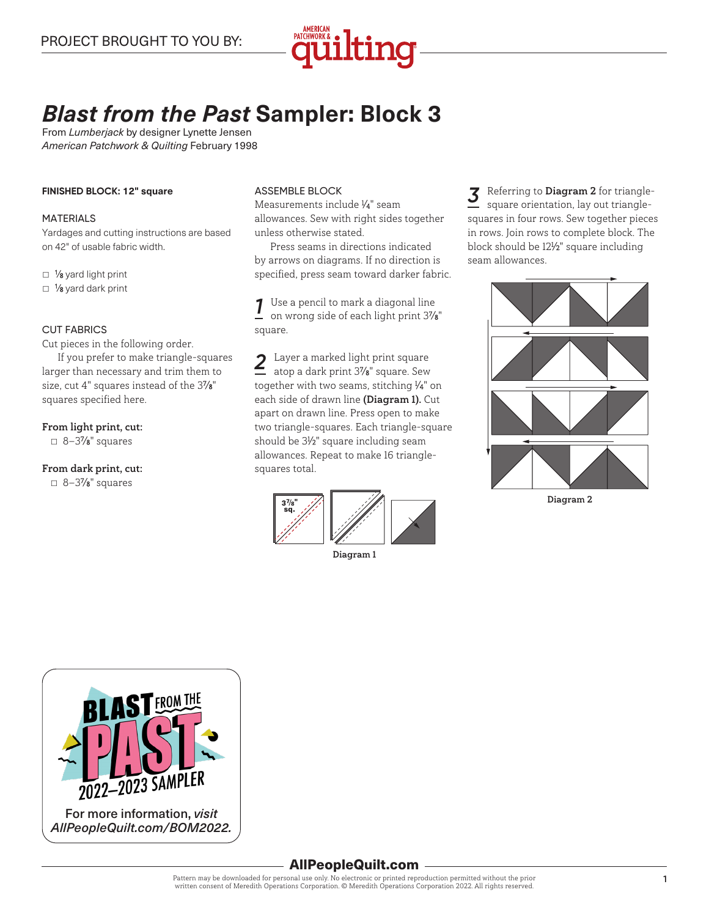PROJECT BROUGHT TO YOU BY: American Patchwork & Quilting

# *Blast from the Past* Sampler: Block 3

From *Lumberjack* by designer Lynette Jensen
*American Patchwork & Quilting* February 1998

**FINISHED BLOCK: 12" square**

## MATERIALS

Yardages and cutting instructions are based on 42" of usable fabric width.

- ☐ ⅛ yard light print
- ☐ ⅛ yard dark print

## CUT FABRICS

Cut pieces in the following order.

If you prefer to make triangle-squares larger than necessary and trim them to size, cut 4" squares instead of the 3⅞" squares specified here.

**From light print, cut:**

- ☐ 8–3⅞" squares

**From dark print, cut:**

- ☐ 8–3⅞" squares

## ASSEMBLE BLOCK

Measurements include ¼" seam allowances. Sew with right sides together unless otherwise stated.

Press seams in directions indicated by arrows on diagrams. If no direction is specified, press seam toward darker fabric.

**1** Use a pencil to mark a diagonal line on wrong side of each light print 3⅞" square.

**2** Layer a marked light print square atop a dark print 3⅞" square. Sew together with two seams, stitching ¼" on each side of drawn line **(Diagram 1).** Cut apart on drawn line. Press open to make two triangle-squares. Each triangle-square should be 3½" square including seam allowances. Repeat to make 16 triangle-squares total.

3⅞" sq.

Diagram 1

**3** Referring to **Diagram 2** for triangle-square orientation, lay out triangle-squares in four rows. Sew together pieces in rows. Join rows to complete block. The block should be 12½" square including seam allowances.

Diagram 2

BLAST FROM THE PAST 2022–2023 SAMPLER

For more information, *visit AllPeopleQuilt.com/BOM2022.*

AllPeopleQuilt.com

Pattern may be downloaded for personal use only. No electronic or printed reproduction permitted without the prior written consent of Meredith Operations Corporation. © Meredith Operations Corporation 2022. All rights reserved.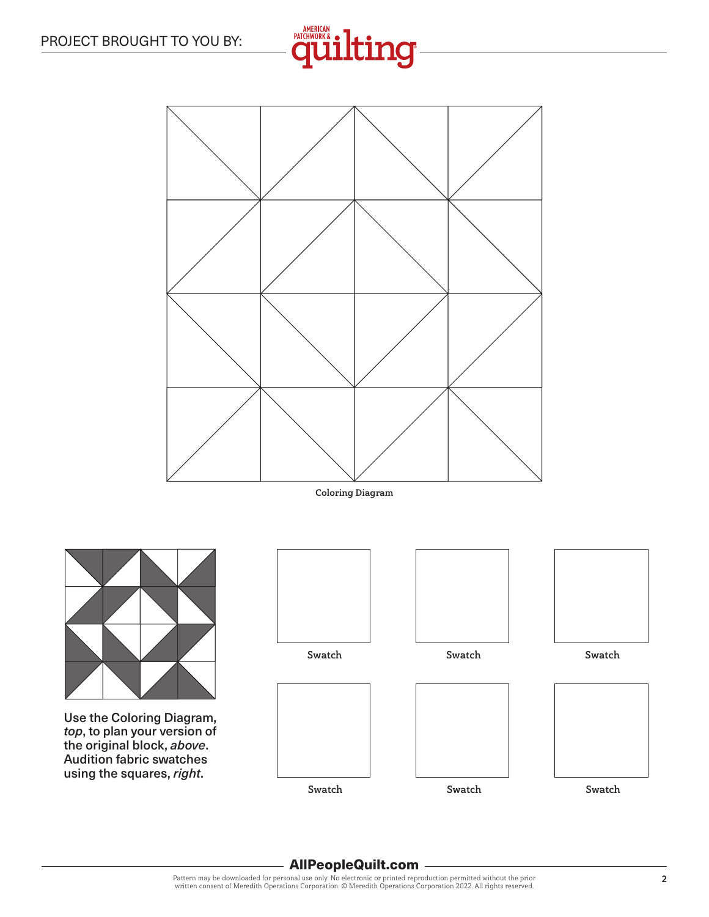Coloring Diagram

Use the Coloring Diagram, *top*, to plan your version of the original block, *above*. Audition fabric swatches using the squares, *right*.

Swatch

Swatch

Swatch

Swatch

Swatch

Swatch

Pattern may be downloaded for personal use only. No electronic or printed reproduction permitted without the prior written consent of Meredith Operations Corporation. © Meredith Operations Corporation 2022. All rights reserved.